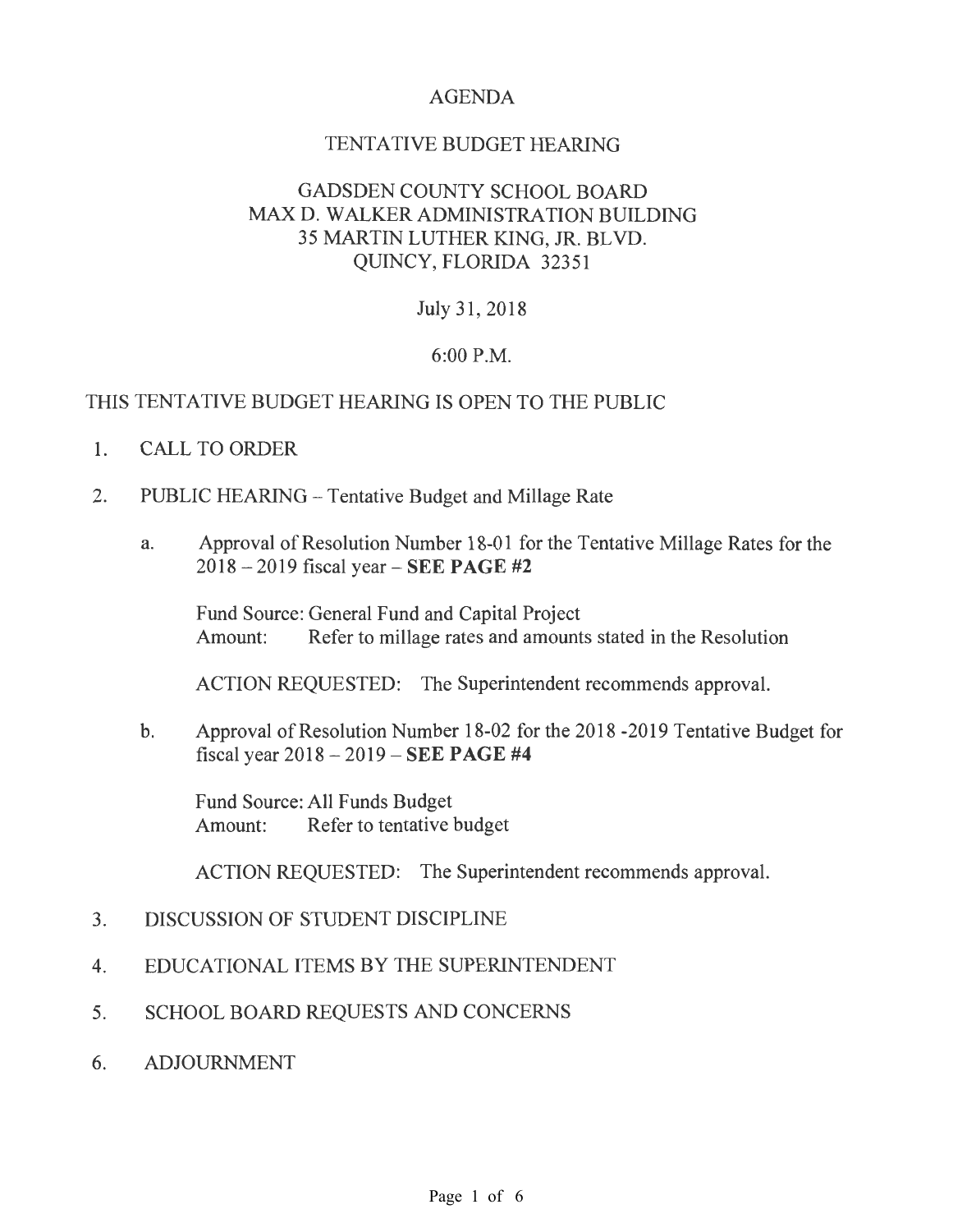# AGENDA

## TENTATIVE BUDGET HEARING

## GADSDEN COUNTY SCHOOL BOARD
MAX D. WALKER ADMINISTRATION BUILDING
35 MARTIN LUTHER KING, JR. BLVD.
QUINCY, FLORIDA 32351

July 31, 2018

6:00 P.M.

THIS TENTATIVE BUDGET HEARING IS OPEN TO THE PUBLIC

1. CALL TO ORDER

2. PUBLIC HEARING – Tentative Budget and Millage Rate

   a. Approval of Resolution Number 18-01 for the Tentative Millage Rates for the 2018 – 2019 fiscal year – **SEE PAGE #2**

      Fund Source: General Fund and Capital Project
      Amount: Refer to millage rates and amounts stated in the Resolution

      ACTION REQUESTED: The Superintendent recommends approval.

   b. Approval of Resolution Number 18-02 for the 2018 -2019 Tentative Budget for fiscal year 2018 – 2019 – **SEE PAGE #4**

      Fund Source: All Funds Budget
      Amount: Refer to tentative budget

      ACTION REQUESTED: The Superintendent recommends approval.

3. DISCUSSION OF STUDENT DISCIPLINE

4. EDUCATIONAL ITEMS BY THE SUPERINTENDENT

5. SCHOOL BOARD REQUESTS AND CONCERNS

6. ADJOURNMENT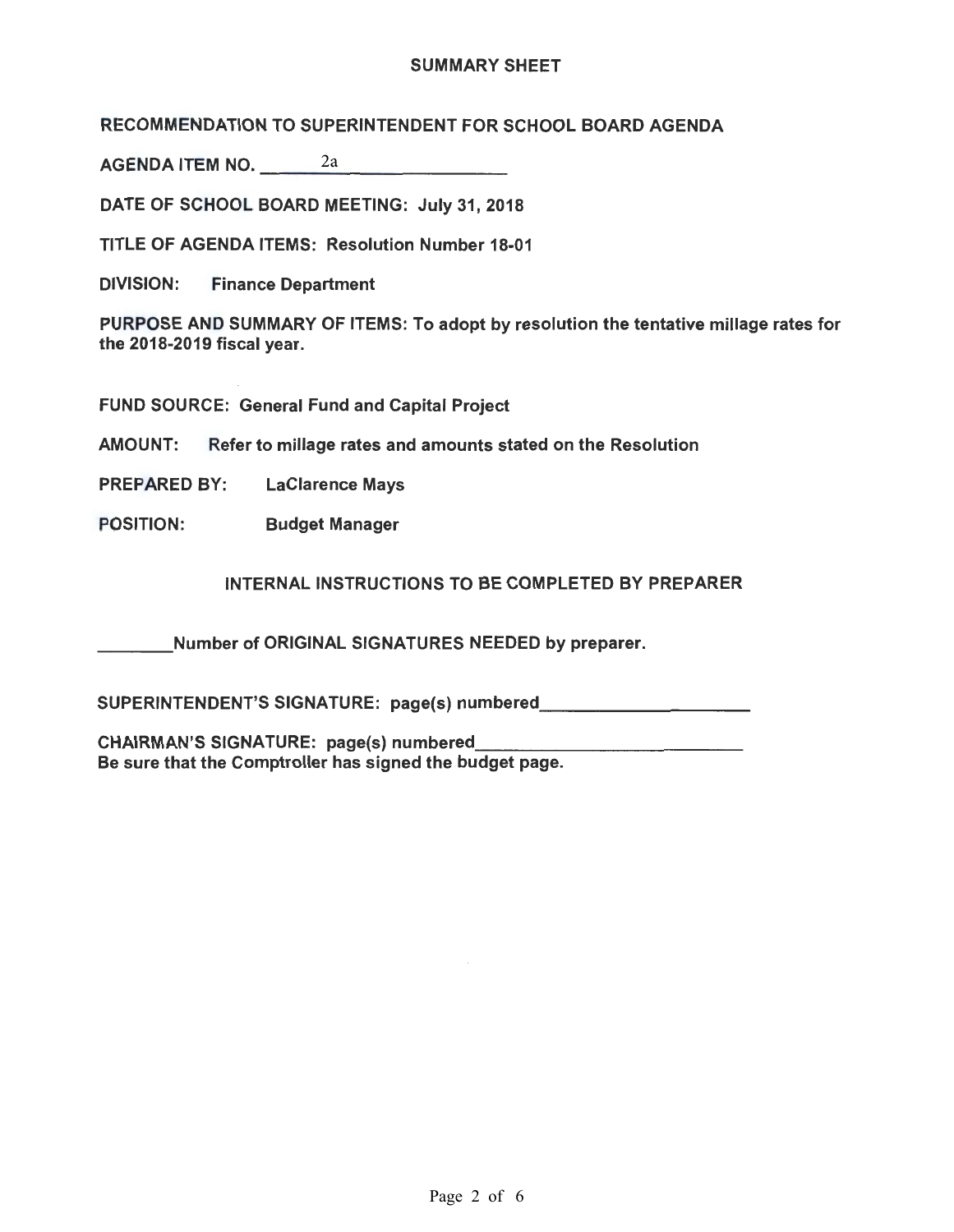## SUMMARY SHEET

**RECOMMENDATION TO SUPERINTENDENT FOR SCHOOL BOARD AGENDA**

**AGENDA ITEM NO.** 2a

**DATE OF SCHOOL BOARD MEETING: July 31, 2018**

**TITLE OF AGENDA ITEMS: Resolution Number 18-01**

**DIVISION:** **Finance Department**

**PURPOSE AND SUMMARY OF ITEMS: To adopt by resolution the tentative millage rates for the 2018-2019 fiscal year.**

**FUND SOURCE: General Fund and Capital Project**

**AMOUNT:** **Refer to millage rates and amounts stated on the Resolution**

**PREPARED BY:** **LaClarence Mays**

**POSITION:** **Budget Manager**

### INTERNAL INSTRUCTIONS TO BE COMPLETED BY PREPARER

________ **Number of ORIGINAL SIGNATURES NEEDED by preparer.**

**SUPERINTENDENT'S SIGNATURE: page(s) numbered** ____________________

**CHAIRMAN'S SIGNATURE: page(s) numbered** ____________________

**Be sure that the Comptroller has signed the budget page.**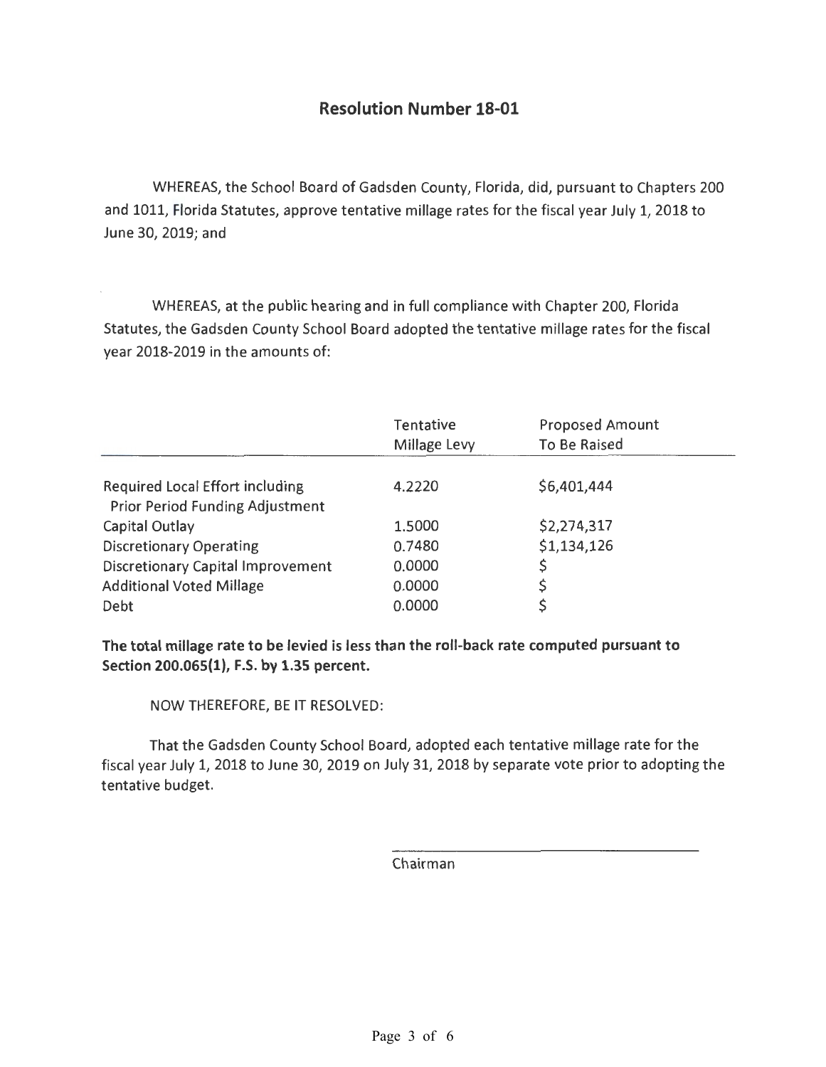## Resolution Number 18-01

WHEREAS, the School Board of Gadsden County, Florida, did, pursuant to Chapters 200 and 1011, Florida Statutes, approve tentative millage rates for the fiscal year July 1, 2018 to June 30, 2019; and

WHEREAS, at the public hearing and in full compliance with Chapter 200, Florida Statutes, the Gadsden County School Board adopted the tentative millage rates for the fiscal year 2018-2019 in the amounts of:

| | Tentative Millage Levy | Proposed Amount To Be Raised |
|---|---|---|
| Required Local Effort including Prior Period Funding Adjustment | 4.2220 | $6,401,444 |
| Capital Outlay | 1.5000 | $2,274,317 |
| Discretionary Operating | 0.7480 | $1,134,126 |
| Discretionary Capital Improvement | 0.0000 | $ |
| Additional Voted Millage | 0.0000 | $ |
| Debt | 0.0000 | $ |

**The total millage rate to be levied is less than the roll-back rate computed pursuant to Section 200.065(1), F.S. by 1.35 percent.**

NOW THEREFORE, BE IT RESOLVED:

That the Gadsden County School Board, adopted each tentative millage rate for the fiscal year July 1, 2018 to June 30, 2019 on July 31, 2018 by separate vote prior to adopting the tentative budget.

\_\_\_\_\_\_\_\_\_\_\_\_\_\_\_\_\_\_\_\_\_\_\_\_\_\_\_\_\_\_\_\_

Chairman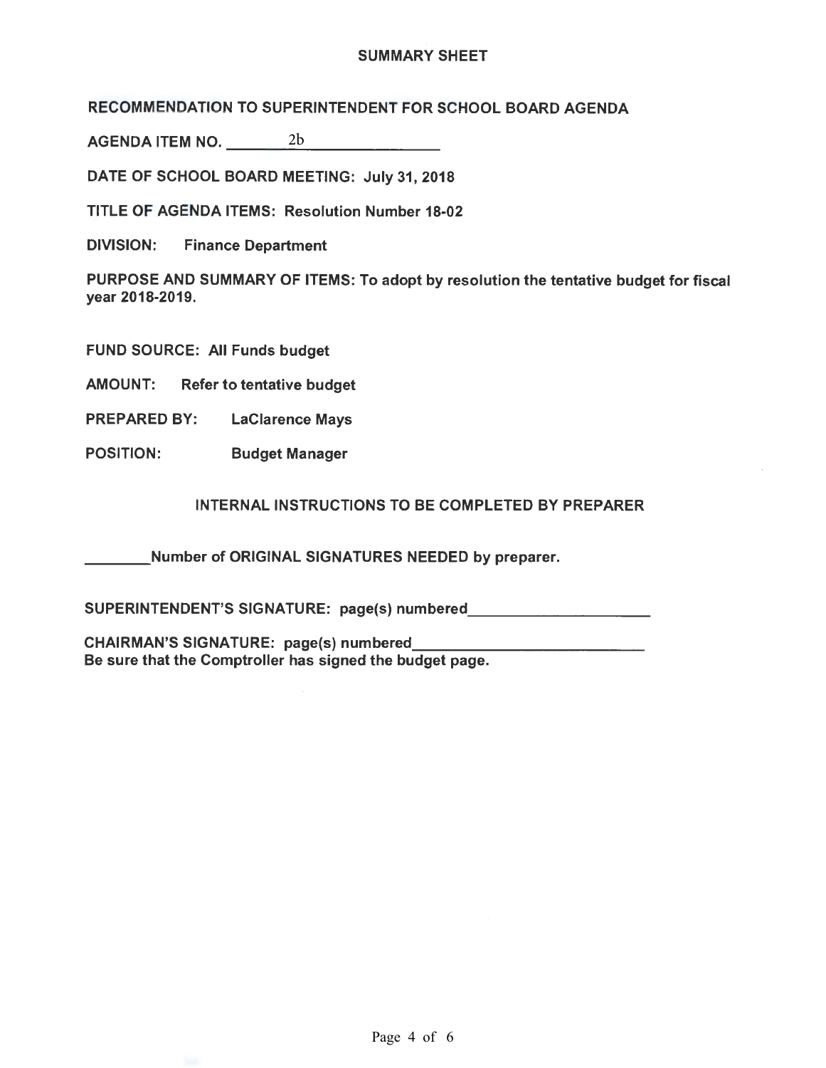## SUMMARY SHEET

**RECOMMENDATION TO SUPERINTENDENT FOR SCHOOL BOARD AGENDA**

**AGENDA ITEM NO.** 2b

**DATE OF SCHOOL BOARD MEETING: July 31, 2018**

**TITLE OF AGENDA ITEMS: Resolution Number 18-02**

**DIVISION:** **Finance Department**

**PURPOSE AND SUMMARY OF ITEMS: To adopt by resolution the tentative budget for fiscal year 2018-2019.**

**FUND SOURCE: All Funds budget**

**AMOUNT:** **Refer to tentative budget**

**PREPARED BY:** **LaClarence Mays**

**POSITION:** **Budget Manager**

### INTERNAL INSTRUCTIONS TO BE COMPLETED BY PREPARER

________ **Number of ORIGINAL SIGNATURES NEEDED by preparer.**

**SUPERINTENDENT'S SIGNATURE: page(s) numbered** ______________________

**CHAIRMAN'S SIGNATURE: page(s) numbered** ____________________________
**Be sure that the Comptroller has signed the budget page.**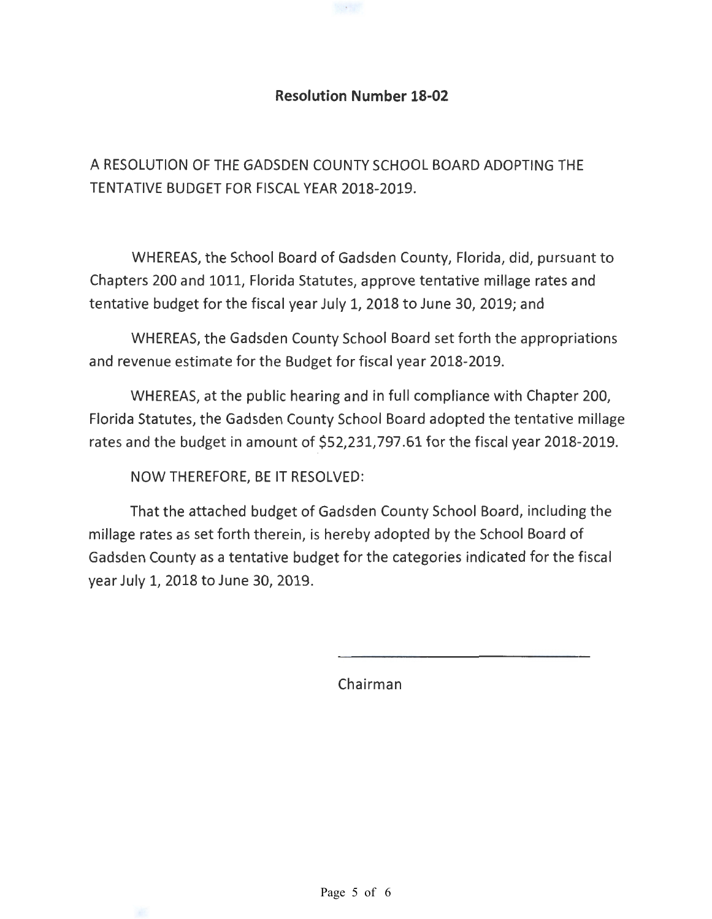## Resolution Number 18-02

A RESOLUTION OF THE GADSDEN COUNTY SCHOOL BOARD ADOPTING THE TENTATIVE BUDGET FOR FISCAL YEAR 2018-2019.

WHEREAS, the School Board of Gadsden County, Florida, did, pursuant to Chapters 200 and 1011, Florida Statutes, approve tentative millage rates and tentative budget for the fiscal year July 1, 2018 to June 30, 2019; and

WHEREAS, the Gadsden County School Board set forth the appropriations and revenue estimate for the Budget for fiscal year 2018-2019.

WHEREAS, at the public hearing and in full compliance with Chapter 200, Florida Statutes, the Gadsden County School Board adopted the tentative millage rates and the budget in amount of $52,231,797.61 for the fiscal year 2018-2019.

NOW THEREFORE, BE IT RESOLVED:

That the attached budget of Gadsden County School Board, including the millage rates as set forth therein, is hereby adopted by the School Board of Gadsden County as a tentative budget for the categories indicated for the fiscal year July 1, 2018 to June 30, 2019.

\_\_\_\_\_\_\_\_\_\_\_\_\_\_\_\_\_\_\_\_\_\_\_\_\_\_\_\_

Chairman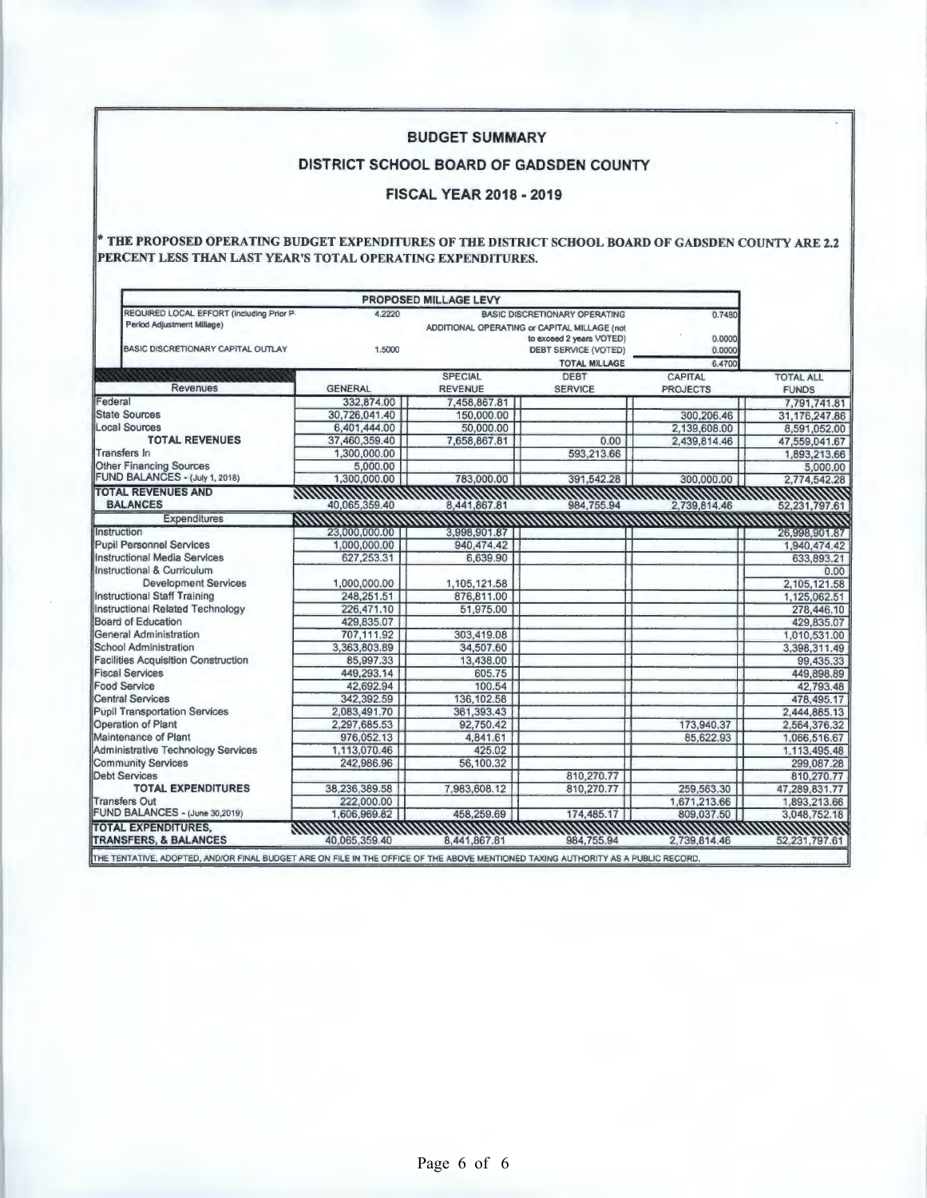# BUDGET SUMMARY

## DISTRICT SCHOOL BOARD OF GADSDEN COUNTY

### FISCAL YEAR 2018 - 2019

**\* THE PROPOSED OPERATING BUDGET EXPENDITURES OF THE DISTRICT SCHOOL BOARD OF GADSDEN COUNTY ARE 2.2 PERCENT LESS THAN LAST YEAR'S TOTAL OPERATING EXPENDITURES.**

| PROPOSED MILLAGE LEVY | | | |
|---|---|---|---|
| REQUIRED LOCAL EFFORT (including Prior Period Adjustment Millage) | 4.2220 | BASIC DISCRETIONARY OPERATING | 0.7480 |
| | | ADDITIONAL OPERATING or CAPITAL MILLAGE (not to exceed 2 years VOTED) | 0.0000 |
| BASIC DISCRETIONARY CAPITAL OUTLAY | 1.5000 | DEBT SERVICE (VOTED) | 0.0000 |
| | | TOTAL MILLAGE | 6.4700 |

| Revenues | GENERAL | SPECIAL REVENUE | DEBT SERVICE | CAPITAL PROJECTS | TOTAL ALL FUNDS |
|---|---|---|---|---|---|
| Federal | 332,874.00 | 7,458,867.81 | | | 7,791,741.81 |
| State Sources | 30,726,041.40 | 150,000.00 | | 300,206.46 | 31,176,247.86 |
| Local Sources | 6,401,444.00 | 50,000.00 | | 2,139,608.00 | 8,591,052.00 |
| **TOTAL REVENUES** | 37,460,359.40 | 7,658,867.81 | 0.00 | 2,439,814.46 | 47,559,041.67 |
| Transfers In | 1,300,000.00 | | 593,213.66 | | 1,893,213.66 |
| Other Financing Sources | 5,000.00 | | | | 5,000.00 |
| FUND BALANCES - (July 1, 2018) | 1,300,000.00 | 783,000.00 | 391,542.28 | 300,000.00 | 2,774,542.28 |
| **TOTAL REVENUES AND BALANCES** | 40,065,359.40 | 8,441,867.81 | 984,755.94 | 2,739,814.46 | 52,231,797.61 |
| **Expenditures** | | | | | |
| Instruction | 23,000,000.00 | 3,998,901.87 | | | 26,998,901.87 |
| Pupil Personnel Services | 1,000,000.00 | 940,474.42 | | | 1,940,474.42 |
| Instructional Media Services | 627,253.31 | 6,639.90 | | | 633,893.21 |
| Instructional & Curriculum | | | | | 0.00 |
| Development Services | 1,000,000.00 | 1,105,121.58 | | | 2,105,121.58 |
| Instructional Staff Training | 248,251.51 | 876,811.00 | | | 1,125,062.51 |
| Instructional Related Technology | 226,471.10 | 51,975.00 | | | 278,446.10 |
| Board of Education | 429,835.07 | | | | 429,835.07 |
| General Administration | 707,111.92 | 303,419.08 | | | 1,010,531.00 |
| School Administration | 3,363,803.89 | 34,507.60 | | | 3,398,311.49 |
| Facilities Acquisition Construction | 85,997.33 | 13,438.00 | | | 99,435.33 |
| Fiscal Services | 449,293.14 | 605.75 | | | 449,898.89 |
| Food Service | 42,692.94 | 100.54 | | | 42,793.48 |
| Central Services | 342,392.59 | 136,102.58 | | | 478,495.17 |
| Pupil Transportation Services | 2,083,491.70 | 361,393.43 | | | 2,444,885.13 |
| Operation of Plant | 2,297,685.53 | 92,750.42 | | 173,940.37 | 2,564,376.32 |
| Maintenance of Plant | 976,052.13 | 4,841.61 | | 85,622.93 | 1,066,516.67 |
| Administrative Technology Services | 1,113,070.46 | 425.02 | | | 1,113,495.48 |
| Community Services | 242,986.96 | 56,100.32 | | | 299,087.28 |
| Debt Services | | | 810,270.77 | | 810,270.77 |
| **TOTAL EXPENDITURES** | 38,236,389.58 | 7,983,608.12 | 810,270.77 | 259,563.30 | 47,289,831.77 |
| Transfers Out | 222,000.00 | | | 1,671,213.66 | 1,893,213.66 |
| FUND BALANCES - (June 30,2019) | 1,606,969.82 | 458,259.69 | 174,485.17 | 809,037.50 | 3,048,752.18 |
| **TOTAL EXPENDITURES, TRANSFERS, & BALANCES** | 40,065,359.40 | 8,441,867.81 | 984,755.94 | 2,739,814.46 | 52,231,797.61 |

THE TENTATIVE, ADOPTED, AND/OR FINAL BUDGET ARE ON FILE IN THE OFFICE OF THE ABOVE MENTIONED TAXING AUTHORITY AS A PUBLIC RECORD.